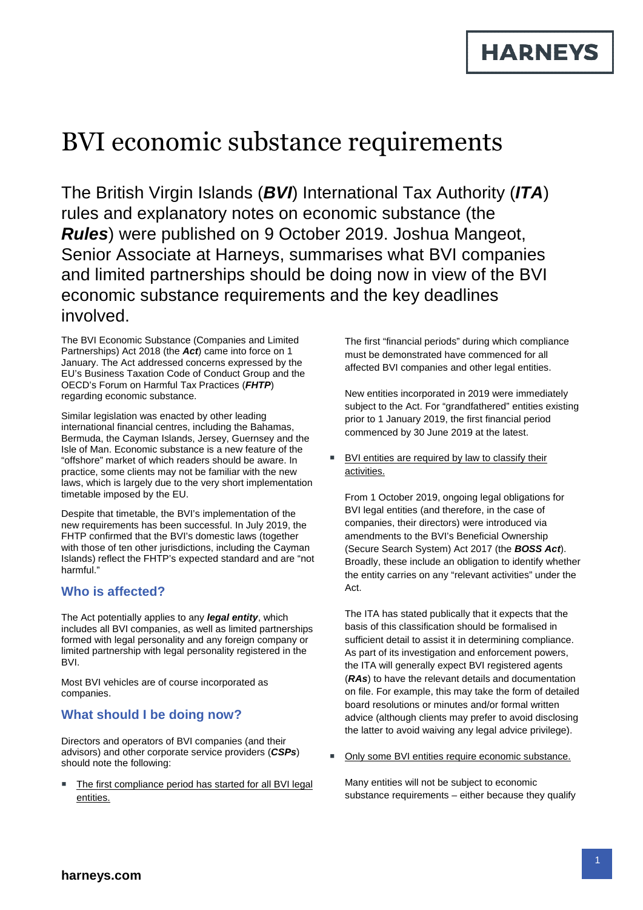# BVI economic substance requirements

The British Virgin Islands (***BVI***) International Tax Authority (***ITA***) rules and explanatory notes on economic substance (the ***Rules***) were published on 9 October 2019. Joshua Mangeot, Senior Associate at Harneys, summarises what BVI companies and limited partnerships should be doing now in view of the BVI economic substance requirements and the key deadlines involved.

The BVI Economic Substance (Companies and Limited Partnerships) Act 2018 (the ***Act***) came into force on 1 January. The Act addressed concerns expressed by the EU's Business Taxation Code of Conduct Group and the OECD's Forum on Harmful Tax Practices (***FHTP***) regarding economic substance.

Similar legislation was enacted by other leading international financial centres, including the Bahamas, Bermuda, the Cayman Islands, Jersey, Guernsey and the Isle of Man. Economic substance is a new feature of the "offshore" market of which readers should be aware. In practice, some clients may not be familiar with the new laws, which is largely due to the very short implementation timetable imposed by the EU.

Despite that timetable, the BVI's implementation of the new requirements has been successful. In July 2019, the FHTP confirmed that the BVI's domestic laws (together with those of ten other jurisdictions, including the Cayman Islands) reflect the FHTP's expected standard and are "not harmful."

## Who is affected?

The Act potentially applies to any ***legal entity***, which includes all BVI companies, as well as limited partnerships formed with legal personality and any foreign company or limited partnership with legal personality registered in the BVI.

Most BVI vehicles are of course incorporated as companies.

## What should I be doing now?

Directors and operators of BVI companies (and their advisors) and other corporate service providers (***CSPs***) should note the following:

- <u>The first compliance period has started for all BVI legal entities.</u>

  The first "financial periods" during which compliance must be demonstrated have commenced for all affected BVI companies and other legal entities.

  New entities incorporated in 2019 were immediately subject to the Act. For "grandfathered" entities existing prior to 1 January 2019, the first financial period commenced by 30 June 2019 at the latest.

- <u>BVI entities are required by law to classify their activities.</u>

  From 1 October 2019, ongoing legal obligations for BVI legal entities (and therefore, in the case of companies, their directors) were introduced via amendments to the BVI's Beneficial Ownership (Secure Search System) Act 2017 (the ***BOSS Act***). Broadly, these include an obligation to identify whether the entity carries on any "relevant activities" under the Act.

  The ITA has stated publically that it expects that the basis of this classification should be formalised in sufficient detail to assist it in determining compliance. As part of its investigation and enforcement powers, the ITA will generally expect BVI registered agents (***RAs***) to have the relevant details and documentation on file. For example, this may take the form of detailed board resolutions or minutes and/or formal written advice (although clients may prefer to avoid disclosing the latter to avoid waiving any legal advice privilege).

- <u>Only some BVI entities require economic substance.</u>

  Many entities will not be subject to economic substance requirements – either because they qualify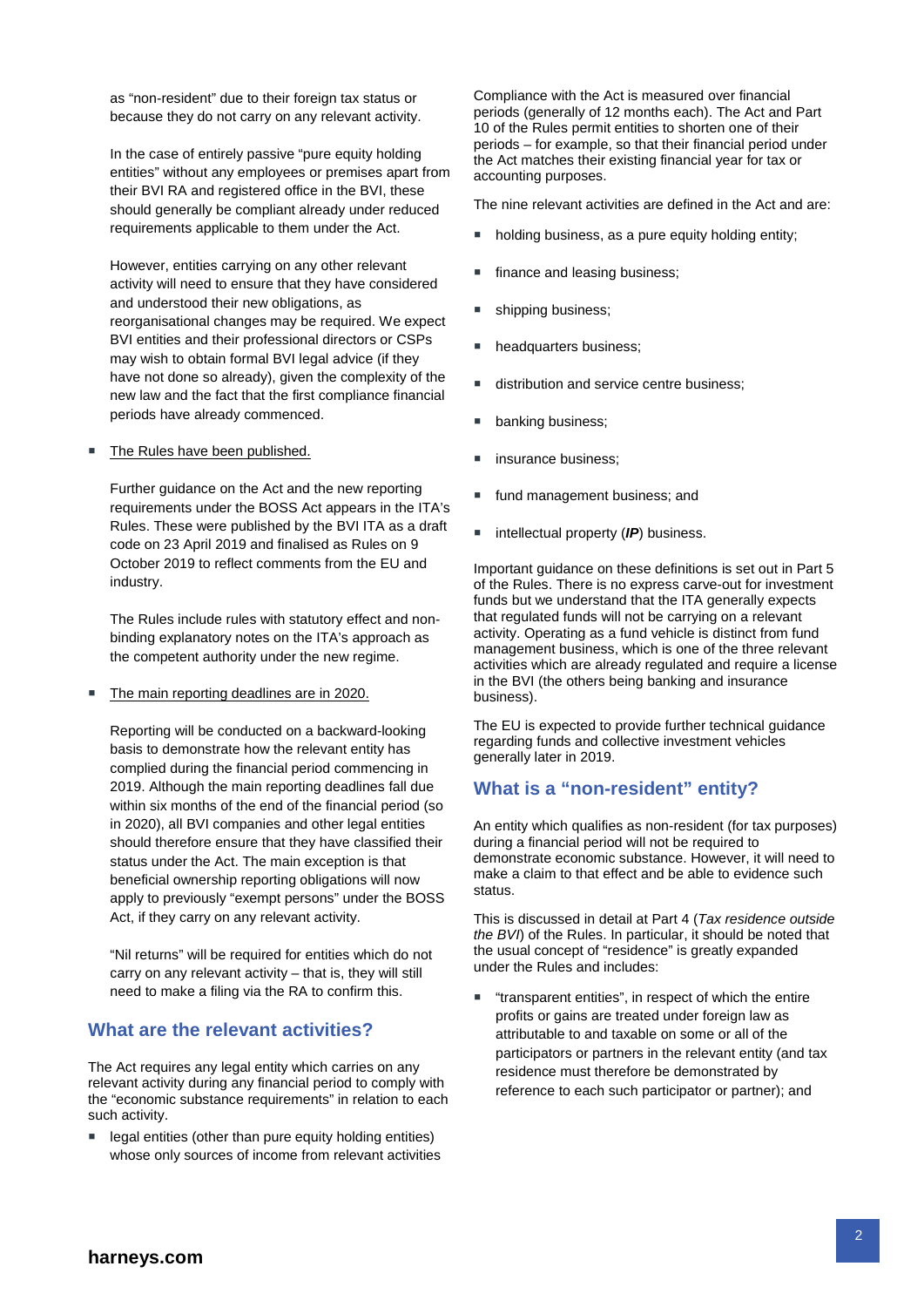as "non-resident" due to their foreign tax status or because they do not carry on any relevant activity.

In the case of entirely passive "pure equity holding entities" without any employees or premises apart from their BVI RA and registered office in the BVI, these should generally be compliant already under reduced requirements applicable to them under the Act.

However, entities carrying on any other relevant activity will need to ensure that they have considered and understood their new obligations, as reorganisational changes may be required. We expect BVI entities and their professional directors or CSPs may wish to obtain formal BVI legal advice (if they have not done so already), given the complexity of the new law and the fact that the first compliance financial periods have already commenced.

- The Rules have been published.

  Further guidance on the Act and the new reporting requirements under the BOSS Act appears in the ITA's Rules. These were published by the BVI ITA as a draft code on 23 April 2019 and finalised as Rules on 9 October 2019 to reflect comments from the EU and industry.

  The Rules include rules with statutory effect and non-binding explanatory notes on the ITA's approach as the competent authority under the new regime.

- The main reporting deadlines are in 2020.

  Reporting will be conducted on a backward-looking basis to demonstrate how the relevant entity has complied during the financial period commencing in 2019. Although the main reporting deadlines fall due within six months of the end of the financial period (so in 2020), all BVI companies and other legal entities should therefore ensure that they have classified their status under the Act. The main exception is that beneficial ownership reporting obligations will now apply to previously "exempt persons" under the BOSS Act, if they carry on any relevant activity.

  "Nil returns" will be required for entities which do not carry on any relevant activity – that is, they will still need to make a filing via the RA to confirm this.

## What are the relevant activities?

The Act requires any legal entity which carries on any relevant activity during any financial period to comply with the "economic substance requirements" in relation to each such activity.

- legal entities (other than pure equity holding entities) whose only sources of income from relevant activities

Compliance with the Act is measured over financial periods (generally of 12 months each). The Act and Part 10 of the Rules permit entities to shorten one of their periods – for example, so that their financial period under the Act matches their existing financial year for tax or accounting purposes.

The nine relevant activities are defined in the Act and are:

- holding business, as a pure equity holding entity;
- finance and leasing business;
- shipping business;
- headquarters business;
- distribution and service centre business;
- banking business;
- insurance business;
- fund management business; and
- intellectual property (***IP***) business.

Important guidance on these definitions is set out in Part 5 of the Rules. There is no express carve-out for investment funds but we understand that the ITA generally expects that regulated funds will not be carrying on a relevant activity. Operating as a fund vehicle is distinct from fund management business, which is one of the three relevant activities which are already regulated and require a license in the BVI (the others being banking and insurance business).

The EU is expected to provide further technical guidance regarding funds and collective investment vehicles generally later in 2019.

## What is a "non-resident" entity?

An entity which qualifies as non-resident (for tax purposes) during a financial period will not be required to demonstrate economic substance. However, it will need to make a claim to that effect and be able to evidence such status.

This is discussed in detail at Part 4 (*Tax residence outside the BVI*) of the Rules. In particular, it should be noted that the usual concept of "residence" is greatly expanded under the Rules and includes:

- "transparent entities", in respect of which the entire profits or gains are treated under foreign law as attributable to and taxable on some or all of the participators or partners in the relevant entity (and tax residence must therefore be demonstrated by reference to each such participator or partner); and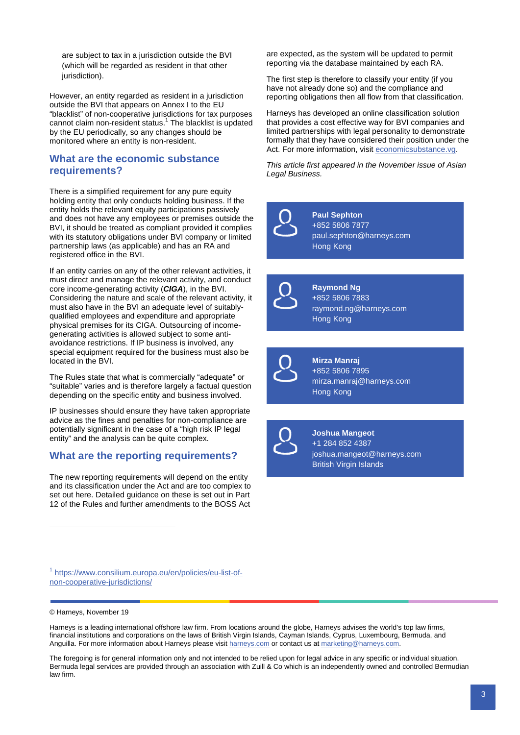are subject to tax in a jurisdiction outside the BVI (which will be regarded as resident in that other jurisdiction).

However, an entity regarded as resident in a jurisdiction outside the BVI that appears on Annex I to the EU "blacklist" of non-cooperative jurisdictions for tax purposes cannot claim non-resident status.[1] The blacklist is updated by the EU periodically, so any changes should be monitored where an entity is non-resident.

## What are the economic substance requirements?

There is a simplified requirement for any pure equity holding entity that only conducts holding business. If the entity holds the relevant equity participations passively and does not have any employees or premises outside the BVI, it should be treated as compliant provided it complies with its statutory obligations under BVI company or limited partnership laws (as applicable) and has an RA and registered office in the BVI.

If an entity carries on any of the other relevant activities, it must direct and manage the relevant activity, and conduct core income-generating activity (***CIGA***), in the BVI. Considering the nature and scale of the relevant activity, it must also have in the BVI an adequate level of suitably-qualified employees and expenditure and appropriate physical premises for its CIGA. Outsourcing of income-generating activities is allowed subject to some anti-avoidance restrictions. If IP business is involved, any special equipment required for the business must also be located in the BVI.

The Rules state that what is commercially "adequate" or "suitable" varies and is therefore largely a factual question depending on the specific entity and business involved.

IP businesses should ensure they have taken appropriate advice as the fines and penalties for non-compliance are potentially significant in the case of a "high risk IP legal entity" and the analysis can be quite complex.

## What are the reporting requirements?

The new reporting requirements will depend on the entity and its classification under the Act and are too complex to set out here. Detailed guidance on these is set out in Part 12 of the Rules and further amendments to the BOSS Act are expected, as the system will be updated to permit reporting via the database maintained by each RA.

The first step is therefore to classify your entity (if you have not already done so) and the compliance and reporting obligations then all flow from that classification.

Harneys has developed an online classification solution that provides a cost effective way for BVI companies and limited partnerships with legal personality to demonstrate formally that they have considered their position under the Act. For more information, visit economicsubstance.vg.

*This article first appeared in the November issue of Asian Legal Business.*

**Paul Sephton**
+852 5806 7877
paul.sephton@harneys.com
Hong Kong

**Raymond Ng**
+852 5806 7883
raymond.ng@harneys.com
Hong Kong

**Mirza Manraj**
+852 5806 7895
mirza.manraj@harneys.com
Hong Kong

**Joshua Mangeot**
+1 284 852 4387
joshua.mangeot@harneys.com
British Virgin Islands

[1] https://www.consilium.europa.eu/en/policies/eu-list-of-non-cooperative-jurisdictions/

© Harneys, November 19

Harneys is a leading international offshore law firm. From locations around the globe, Harneys advises the world's top law firms, financial institutions and corporations on the laws of British Virgin Islands, Cayman Islands, Cyprus, Luxembourg, Bermuda, and Anguilla. For more information about Harneys please visit harneys.com or contact us at marketing@harneys.com.

The foregoing is for general information only and not intended to be relied upon for legal advice in any specific or individual situation. Bermuda legal services are provided through an association with Zuill & Co which is an independently owned and controlled Bermudian law firm.